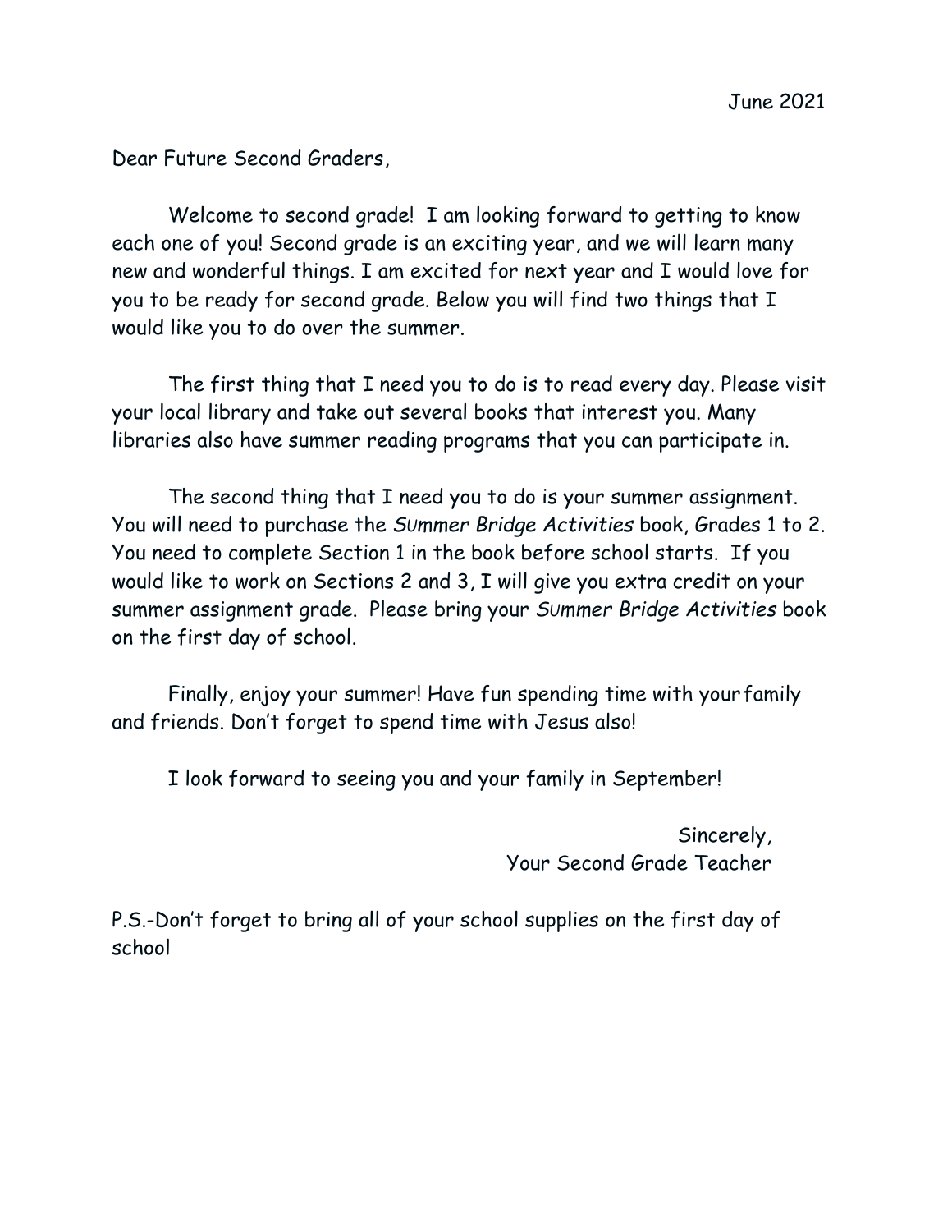June 2021

Dear Future Second Graders,

Welcome to second grade! I am looking forward to getting to know each one of you! Second grade is an exciting year, and we will learn many new and wonderful things. I am excited for next year and I would love for you to be ready for second grade. Below you will find two things that I would like you to do over the summer.

The first thing that I need you to do is to read every day. Please visit your local library and take out several books that interest you. Many libraries also have summer reading programs that you can participate in.

The second thing that I need you to do is your summer assignment. You will need to purchase the *Summer Bridge Activities* book, Grades 1 to 2. You need to complete Section 1 in the book before school starts. If you would like to work on Sections 2 and 3, I will give you extra credit on your summer assignment grade. Please bring your *Summer Bridge Activities* book on the first day of school.

Finally, enjoy your summer! Have fun spending time with your family and friends. Don't forget to spend time with Jesus also!

I look forward to seeing you and your family in September!

Sincerely,
Your Second Grade Teacher

P.S.-Don't forget to bring all of your school supplies on the first day of school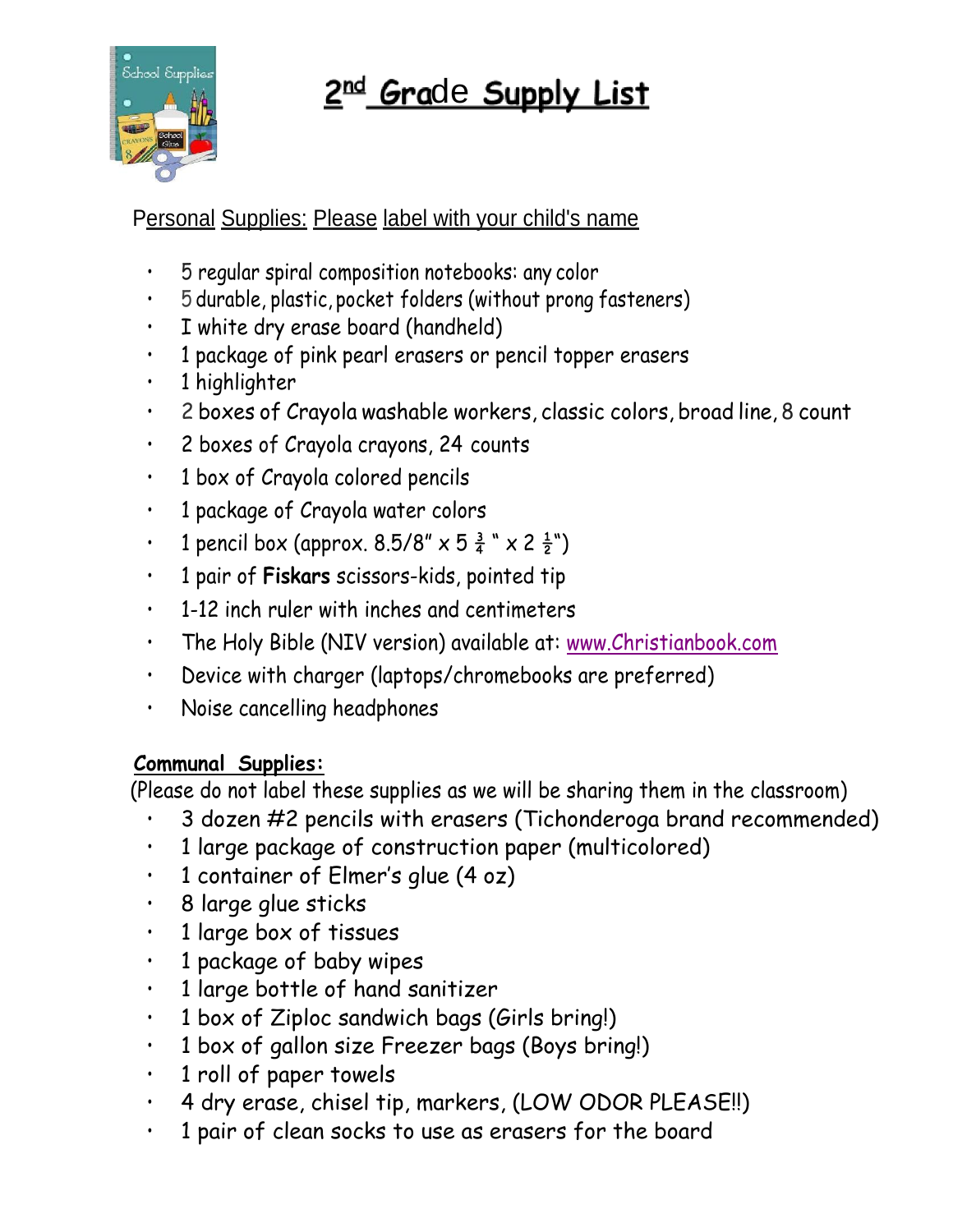# 2nd Grade Supply List

Personal Supplies: Please label with your child's name

- 5 regular spiral composition notebooks: any color
- 5 durable, plastic, pocket folders (without prong fasteners)
- I white dry erase board (handheld)
- 1 package of pink pearl erasers or pencil topper erasers
- 1 highlighter
- 2 boxes of Crayola washable workers, classic colors, broad line, 8 count
- 2 boxes of Crayola crayons, 24 counts
- 1 box of Crayola colored pencils
- 1 package of Crayola water colors
- 1 pencil box (approx. 8.5/8" x 5 ¾ " x 2 ½")
- 1 pair of **Fiskars** scissors-kids, pointed tip
- 1-12 inch ruler with inches and centimeters
- The Holy Bible (NIV version) available at: www.Christianbook.com
- Device with charger (laptops/chromebooks are preferred)
- Noise cancelling headphones

**Communal Supplies:**

(Please do not label these supplies as we will be sharing them in the classroom)

- 3 dozen #2 pencils with erasers (Tichonderoga brand recommended)
- 1 large package of construction paper (multicolored)
- 1 container of Elmer's glue (4 oz)
- 8 large glue sticks
- 1 large box of tissues
- 1 package of baby wipes
- 1 large bottle of hand sanitizer
- 1 box of Ziploc sandwich bags (Girls bring!)
- 1 box of gallon size Freezer bags (Boys bring!)
- 1 roll of paper towels
- 4 dry erase, chisel tip, markers, (LOW ODOR PLEASE!!)
- 1 pair of clean socks to use as erasers for the board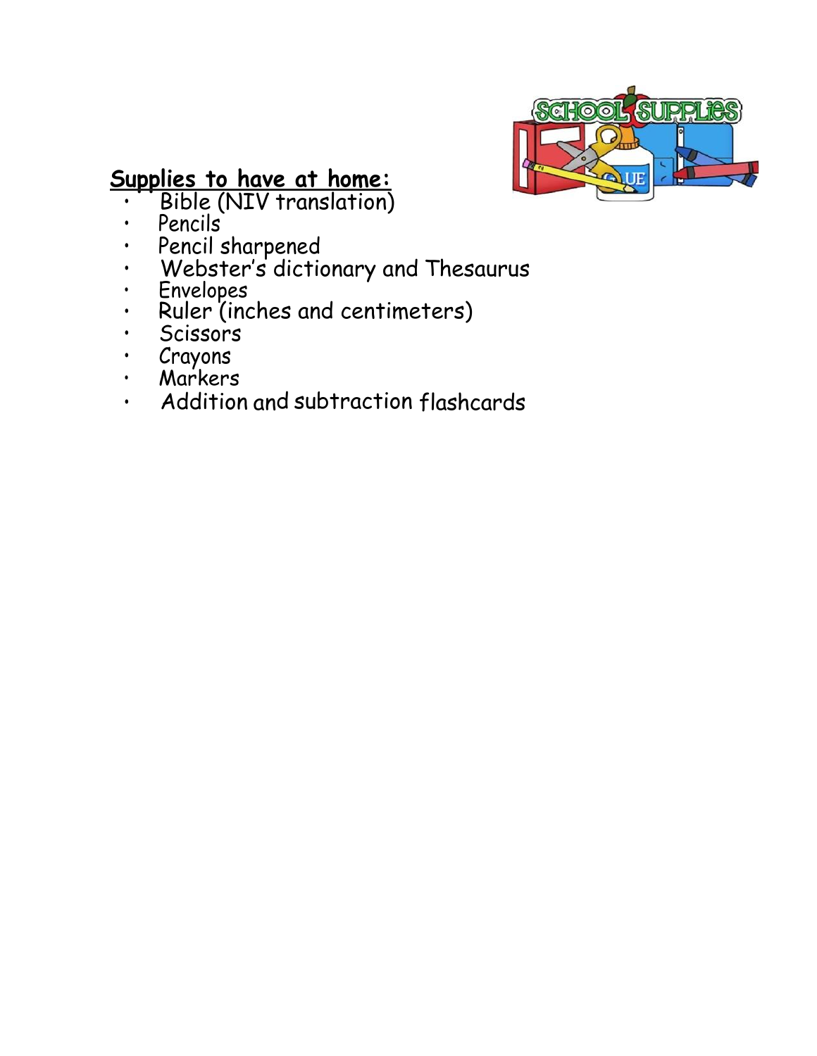**Supplies to have at home:**

- Bible (NIV translation)
- Pencils
- Pencil sharpened
- Webster's dictionary and Thesaurus
- Envelopes
- Ruler (inches and centimeters)
- Scissors
- Crayons
- Markers
- Addition and subtraction flashcards